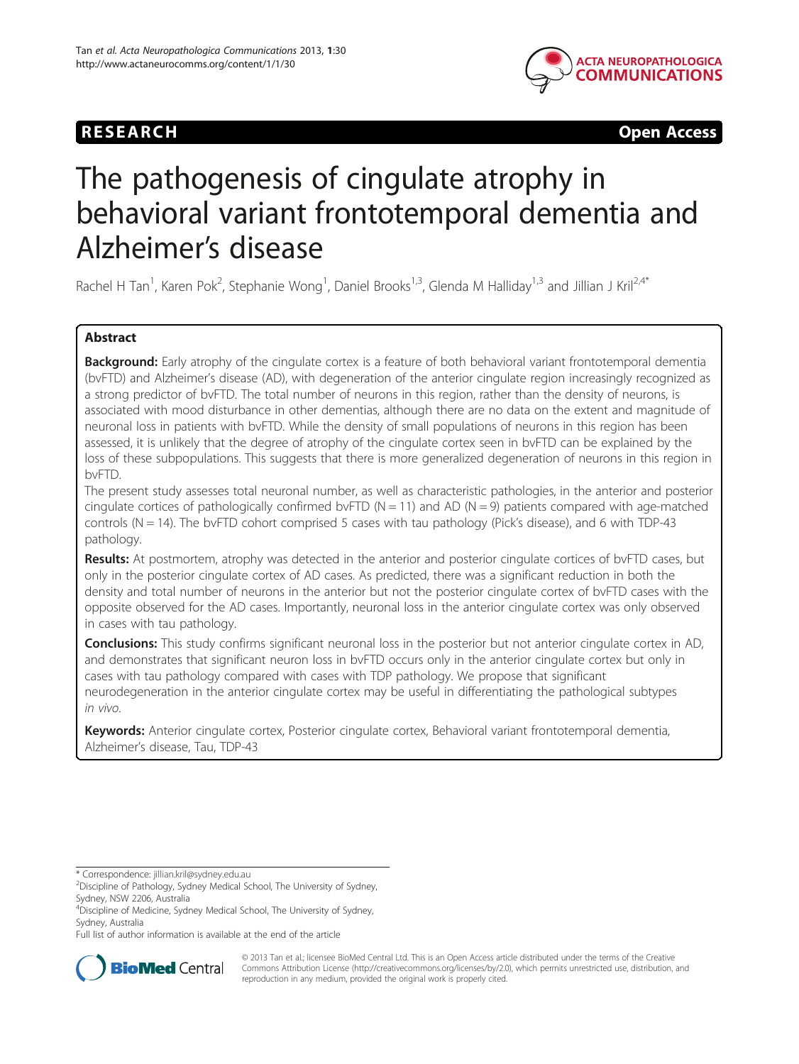RESEARCH Open Access

# The pathogenesis of cingulate atrophy in behavioral variant frontotemporal dementia and Alzheimer's disease

Rachel H Tan[1], Karen Pok[2], Stephanie Wong[1], Daniel Brooks[1,3], Glenda M Halliday[1,3] and Jillian J Kril[2,4*]

## Abstract

**Background:** Early atrophy of the cingulate cortex is a feature of both behavioral variant frontotemporal dementia (bvFTD) and Alzheimer's disease (AD), with degeneration of the anterior cingulate region increasingly recognized as a strong predictor of bvFTD. The total number of neurons in this region, rather than the density of neurons, is associated with mood disturbance in other dementias, although there are no data on the extent and magnitude of neuronal loss in patients with bvFTD. While the density of small populations of neurons in this region has been assessed, it is unlikely that the degree of atrophy of the cingulate cortex seen in bvFTD can be explained by the loss of these subpopulations. This suggests that there is more generalized degeneration of neurons in this region in bvFTD.

The present study assesses total neuronal number, as well as characteristic pathologies, in the anterior and posterior cingulate cortices of pathologically confirmed bvFTD (N = 11) and AD (N = 9) patients compared with age-matched controls (N = 14). The bvFTD cohort comprised 5 cases with tau pathology (Pick's disease), and 6 with TDP-43 pathology.

**Results:** At postmortem, atrophy was detected in the anterior and posterior cingulate cortices of bvFTD cases, but only in the posterior cingulate cortex of AD cases. As predicted, there was a significant reduction in both the density and total number of neurons in the anterior but not the posterior cingulate cortex of bvFTD cases with the opposite observed for the AD cases. Importantly, neuronal loss in the anterior cingulate cortex was only observed in cases with tau pathology.

**Conclusions:** This study confirms significant neuronal loss in the posterior but not anterior cingulate cortex in AD, and demonstrates that significant neuron loss in bvFTD occurs only in the anterior cingulate cortex but only in cases with tau pathology compared with cases with TDP pathology. We propose that significant neurodegeneration in the anterior cingulate cortex may be useful in differentiating the pathological subtypes *in vivo*.

**Keywords:** Anterior cingulate cortex, Posterior cingulate cortex, Behavioral variant frontotemporal dementia, Alzheimer's disease, Tau, TDP-43

---

\* Correspondence: jillian.kril@sydney.edu.au
[2]Discipline of Pathology, Sydney Medical School, The University of Sydney, Sydney, NSW 2206, Australia
[4]Discipline of Medicine, Sydney Medical School, The University of Sydney, Sydney, Australia
Full list of author information is available at the end of the article

© 2013 Tan et al.; licensee BioMed Central Ltd. This is an Open Access article distributed under the terms of the Creative Commons Attribution License (http://creativecommons.org/licenses/by/2.0), which permits unrestricted use, distribution, and reproduction in any medium, provided the original work is properly cited.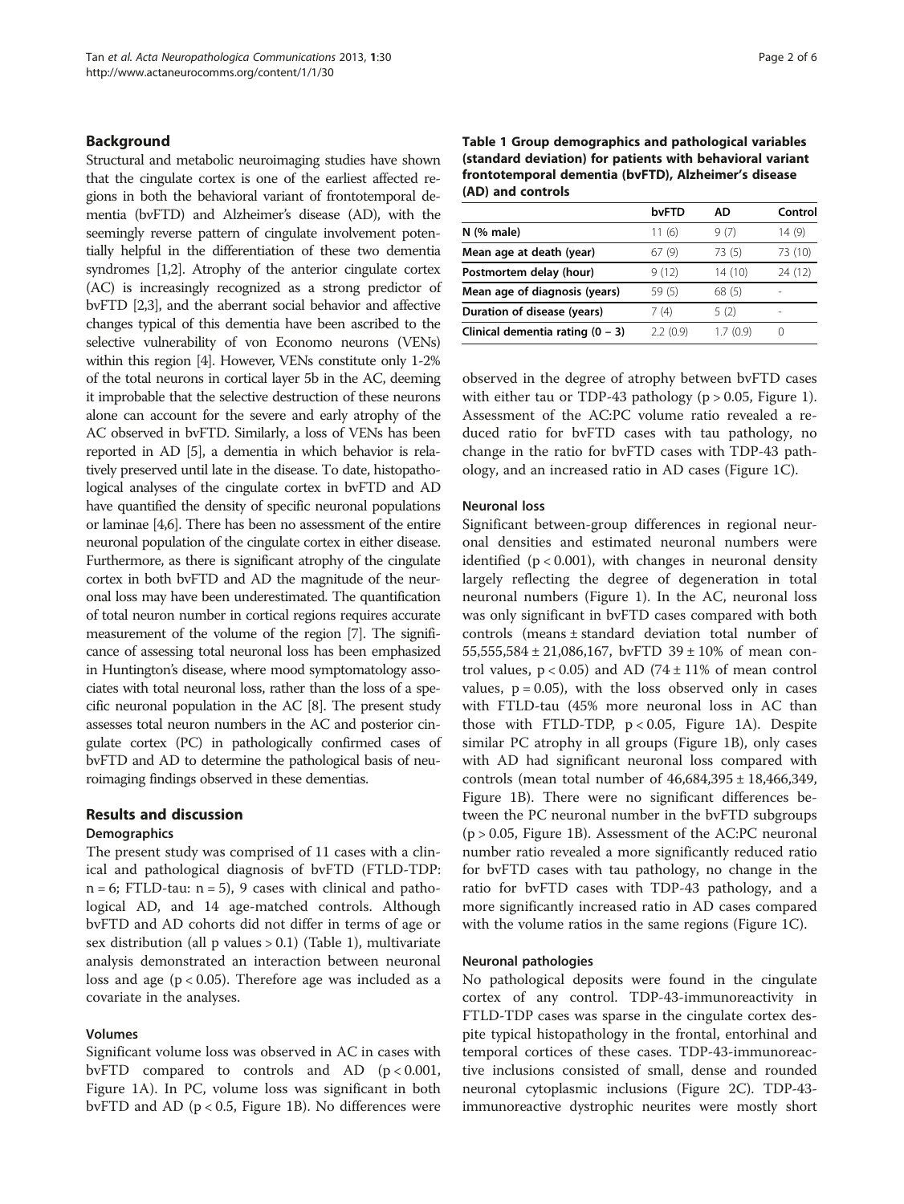## Background

Structural and metabolic neuroimaging studies have shown that the cingulate cortex is one of the earliest affected regions in both the behavioral variant of frontotemporal dementia (bvFTD) and Alzheimer's disease (AD), with the seemingly reverse pattern of cingulate involvement potentially helpful in the differentiation of these two dementia syndromes [1,2]. Atrophy of the anterior cingulate cortex (AC) is increasingly recognized as a strong predictor of bvFTD [2,3], and the aberrant social behavior and affective changes typical of this dementia have been ascribed to the selective vulnerability of von Economo neurons (VENs) within this region [4]. However, VENs constitute only 1-2% of the total neurons in cortical layer 5b in the AC, deeming it improbable that the selective destruction of these neurons alone can account for the severe and early atrophy of the AC observed in bvFTD. Similarly, a loss of VENs has been reported in AD [5], a dementia in which behavior is relatively preserved until late in the disease. To date, histopathological analyses of the cingulate cortex in bvFTD and AD have quantified the density of specific neuronal populations or laminae [4,6]. There has been no assessment of the entire neuronal population of the cingulate cortex in either disease. Furthermore, as there is significant atrophy of the cingulate cortex in both bvFTD and AD the magnitude of the neuronal loss may have been underestimated. The quantification of total neuron number in cortical regions requires accurate measurement of the volume of the region [7]. The significance of assessing total neuronal loss has been emphasized in Huntington's disease, where mood symptomatology associates with total neuronal loss, rather than the loss of a specific neuronal population in the AC [8]. The present study assesses total neuron numbers in the AC and posterior cingulate cortex (PC) in pathologically confirmed cases of bvFTD and AD to determine the pathological basis of neuroimaging findings observed in these dementias.

## Results and discussion

### Demographics

The present study was comprised of 11 cases with a clinical and pathological diagnosis of bvFTD (FTLD-TDP: n = 6; FTLD-tau: n = 5), 9 cases with clinical and pathological AD, and 14 age-matched controls. Although bvFTD and AD cohorts did not differ in terms of age or sex distribution (all p values > 0.1) (Table 1), multivariate analysis demonstrated an interaction between neuronal loss and age ($p < 0.05$). Therefore age was included as a covariate in the analyses.

**Table 1 Group demographics and pathological variables (standard deviation) for patients with behavioral variant frontotemporal dementia (bvFTD), Alzheimer's disease (AD) and controls**

| | bvFTD | AD | Control |
|---|---|---|---|
| **N (% male)** | 11 (6) | 9 (7) | 14 (9) |
| **Mean age at death (year)** | 67 (9) | 73 (5) | 73 (10) |
| **Postmortem delay (hour)** | 9 (12) | 14 (10) | 24 (12) |
| **Mean age of diagnosis (years)** | 59 (5) | 68 (5) | - |
| **Duration of disease (years)** | 7 (4) | 5 (2) | - |
| **Clinical dementia rating (0 – 3)** | 2.2 (0.9) | 1.7 (0.9) | 0 |

### Volumes

Significant volume loss was observed in AC in cases with bvFTD compared to controls and AD ($p < 0.001$, Figure 1A). In PC, volume loss was significant in both bvFTD and AD ($p < 0.5$, Figure 1B). No differences were observed in the degree of atrophy between bvFTD cases with either tau or TDP-43 pathology ($p > 0.05$, Figure 1). Assessment of the AC:PC volume ratio revealed a reduced ratio for bvFTD cases with tau pathology, no change in the ratio for bvFTD cases with TDP-43 pathology, and an increased ratio in AD cases (Figure 1C).

### Neuronal loss

Significant between-group differences in regional neuronal densities and estimated neuronal numbers were identified ($p < 0.001$), with changes in neuronal density largely reflecting the degree of degeneration in total neuronal numbers (Figure 1). In the AC, neuronal loss was only significant in bvFTD cases compared with both controls (means ± standard deviation total number of 55,555,584 ± 21,086,167, bvFTD 39 ± 10% of mean control values, $p < 0.05$) and AD (74 ± 11% of mean control values, $p = 0.05$), with the loss observed only in cases with FTLD-tau (45% more neuronal loss in AC than those with FTLD-TDP, $p < 0.05$, Figure 1A). Despite similar PC atrophy in all groups (Figure 1B), only cases with AD had significant neuronal loss compared with controls (mean total number of 46,684,395 ± 18,466,349, Figure 1B). There were no significant differences between the PC neuronal number in the bvFTD subgroups ($p > 0.05$, Figure 1B). Assessment of the AC:PC neuronal number ratio revealed a more significantly reduced ratio for bvFTD cases with tau pathology, no change in the ratio for bvFTD cases with TDP-43 pathology, and a more significantly increased ratio in AD cases compared with the volume ratios in the same regions (Figure 1C).

### Neuronal pathologies

No pathological deposits were found in the cingulate cortex of any control. TDP-43-immunoreactivity in FTLD-TDP cases was sparse in the cingulate cortex despite typical histopathology in the frontal, entorhinal and temporal cortices of these cases. TDP-43-immunoreactive inclusions consisted of small, dense and rounded neuronal cytoplasmic inclusions (Figure 2C). TDP-43-immunoreactive dystrophic neurites were mostly short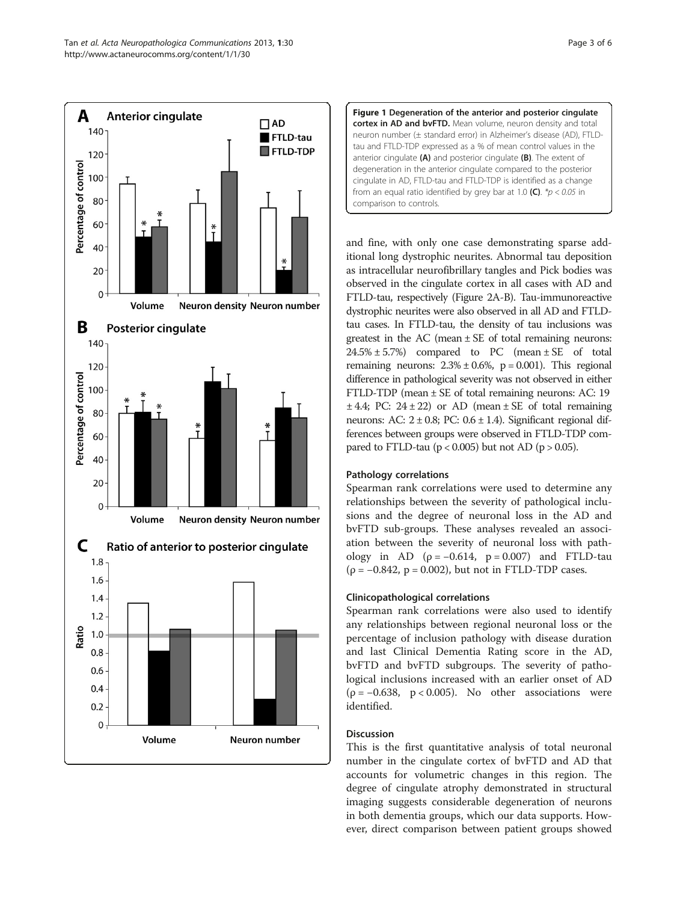**Figure 1 Degeneration of the anterior and posterior cingulate cortex in AD and bvFTD.** Mean volume, neuron density and total neuron number (± standard error) in Alzheimer's disease (AD), FTLD-tau and FTLD-TDP expressed as a % of mean control values in the anterior cingulate **(A)** and posterior cingulate **(B)**. The extent of degeneration in the anterior cingulate compared to the posterior cingulate in AD, FTLD-tau and FTLD-TDP is identified as a change from an equal ratio identified by grey bar at 1.0 **(C)**. *$p < 0.05$ in comparison to controls.

and fine, with only one case demonstrating sparse additional long dystrophic neurites. Abnormal tau deposition as intracellular neurofibrillary tangles and Pick bodies was observed in the cingulate cortex in all cases with AD and FTLD-tau, respectively (Figure 2A-B). Tau-immunoreactive dystrophic neurites were also observed in all AD and FTLD-tau cases. In FTLD-tau, the density of tau inclusions was greatest in the AC (mean ± SE of total remaining neurons: 24.5% ± 5.7%) compared to PC (mean ± SE of total remaining neurons: 2.3% ± 0.6%, $p = 0.001$). This regional difference in pathological severity was not observed in either FTLD-TDP (mean ± SE of total remaining neurons: AC: 19 ± 4.4; PC: 24 ± 22) or AD (mean ± SE of total remaining neurons: AC: 2 ± 0.8; PC: 0.6 ± 1.4). Significant regional differences between groups were observed in FTLD-TDP compared to FTLD-tau ($p < 0.005$) but not AD ($p > 0.05$).

### Pathology correlations

Spearman rank correlations were used to determine any relationships between the severity of pathological inclusions and the degree of neuronal loss in the AD and bvFTD sub-groups. These analyses revealed an association between the severity of neuronal loss with pathology in AD ($\rho = -0.614$, $p = 0.007$) and FTLD-tau ($\rho = -0.842$, $p = 0.002$), but not in FTLD-TDP cases.

### Clinicopathological correlations

Spearman rank correlations were also used to identify any relationships between regional neuronal loss or the percentage of inclusion pathology with disease duration and last Clinical Dementia Rating score in the AD, bvFTD and bvFTD subgroups. The severity of pathological inclusions increased with an earlier onset of AD ($\rho = -0.638$, $p < 0.005$). No other associations were identified.

## Discussion

This is the first quantitative analysis of total neuronal number in the cingulate cortex of bvFTD and AD that accounts for volumetric changes in this region. The degree of cingulate atrophy demonstrated in structural imaging suggests considerable degeneration of neurons in both dementia groups, which our data supports. However, direct comparison between patient groups showed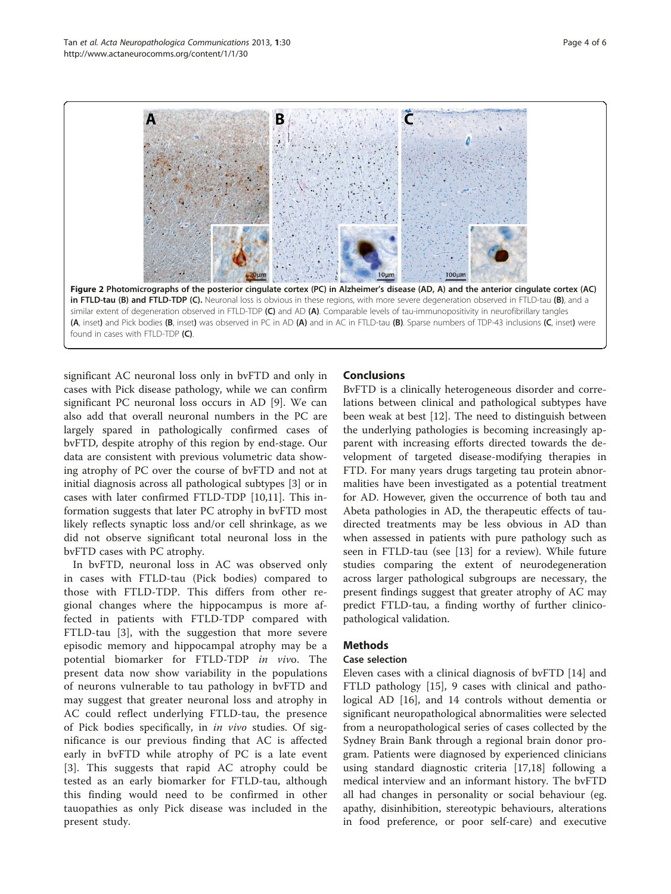Figure 2 Photomicrographs of the posterior cingulate cortex (PC) in Alzheimer's disease (AD, A) and the anterior cingulate cortex (AC) in FTLD-tau (B) and FTLD-TDP (C). Neuronal loss is obvious in these regions, with more severe degeneration observed in FTLD-tau (B), and a similar extent of degeneration observed in FTLD-TDP (C) and AD (A). Comparable levels of tau-immunopositivity in neurofibrillary tangles (A, inset) and Pick bodies (B, inset) was observed in PC in AD (A) and in AC in FTLD-tau (B). Sparse numbers of TDP-43 inclusions (C, inset) were found in cases with FTLD-TDP (C).

significant AC neuronal loss only in bvFTD and only in cases with Pick disease pathology, while we can confirm significant PC neuronal loss occurs in AD [9]. We can also add that overall neuronal numbers in the PC are largely spared in pathologically confirmed cases of bvFTD, despite atrophy of this region by end-stage. Our data are consistent with previous volumetric data showing atrophy of PC over the course of bvFTD and not at initial diagnosis across all pathological subtypes [3] or in cases with later confirmed FTLD-TDP [10,11]. This information suggests that later PC atrophy in bvFTD most likely reflects synaptic loss and/or cell shrinkage, as we did not observe significant total neuronal loss in the bvFTD cases with PC atrophy.

In bvFTD, neuronal loss in AC was observed only in cases with FTLD-tau (Pick bodies) compared to those with FTLD-TDP. This differs from other regional changes where the hippocampus is more affected in patients with FTLD-TDP compared with FTLD-tau [3], with the suggestion that more severe episodic memory and hippocampal atrophy may be a potential biomarker for FTLD-TDP *in vivo*. The present data now show variability in the populations of neurons vulnerable to tau pathology in bvFTD and may suggest that greater neuronal loss and atrophy in AC could reflect underlying FTLD-tau, the presence of Pick bodies specifically, in *in vivo* studies. Of significance is our previous finding that AC is affected early in bvFTD while atrophy of PC is a late event [3]. This suggests that rapid AC atrophy could be tested as an early biomarker for FTLD-tau, although this finding would need to be confirmed in other tauopathies as only Pick disease was included in the present study.

## Conclusions

BvFTD is a clinically heterogeneous disorder and correlations between clinical and pathological subtypes have been weak at best [12]. The need to distinguish between the underlying pathologies is becoming increasingly apparent with increasing efforts directed towards the development of targeted disease-modifying therapies in FTD. For many years drugs targeting tau protein abnormalities have been investigated as a potential treatment for AD. However, given the occurrence of both tau and Abeta pathologies in AD, the therapeutic effects of tau-directed treatments may be less obvious in AD than when assessed in patients with pure pathology such as seen in FTLD-tau (see [13] for a review). While future studies comparing the extent of neurodegeneration across larger pathological subgroups are necessary, the present findings suggest that greater atrophy of AC may predict FTLD-tau, a finding worthy of further clinicopathological validation.

## Methods

### Case selection

Eleven cases with a clinical diagnosis of bvFTD [14] and FTLD pathology [15], 9 cases with clinical and pathological AD [16], and 14 controls without dementia or significant neuropathological abnormalities were selected from a neuropathological series of cases collected by the Sydney Brain Bank through a regional brain donor program. Patients were diagnosed by experienced clinicians using standard diagnostic criteria [17,18] following a medical interview and an informant history. The bvFTD all had changes in personality or social behaviour (eg. apathy, disinhibition, stereotypic behaviours, alterations in food preference, or poor self-care) and executive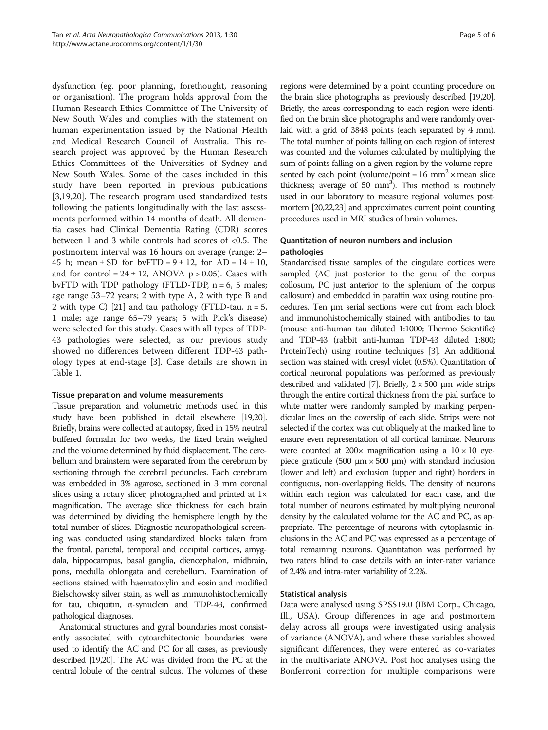dysfunction (eg. poor planning, forethought, reasoning or organisation). The program holds approval from the Human Research Ethics Committee of The University of New South Wales and complies with the statement on human experimentation issued by the National Health and Medical Research Council of Australia. This research project was approved by the Human Research Ethics Committees of the Universities of Sydney and New South Wales. Some of the cases included in this study have been reported in previous publications [3,19,20]. The research program used standardized tests following the patients longitudinally with the last assessments performed within 14 months of death. All dementia cases had Clinical Dementia Rating (CDR) scores between 1 and 3 while controls had scores of <0.5. The postmortem interval was 16 hours on average (range: 2–45 h; mean ± SD for bvFTD = 9 ± 12, for AD = 14 ± 10, and for control = 24 ± 12, ANOVA $p > 0.05$). Cases with bvFTD with TDP pathology (FTLD-TDP, n = 6, 5 males; age range 53–72 years; 2 with type A, 2 with type B and 2 with type C) [21] and tau pathology (FTLD-tau, n = 5, 1 male; age range 65–79 years; 5 with Pick's disease) were selected for this study. Cases with all types of TDP-43 pathologies were selected, as our previous study showed no differences between different TDP-43 pathology types at end-stage [3]. Case details are shown in Table 1.

### Tissue preparation and volume measurements

Tissue preparation and volumetric methods used in this study have been published in detail elsewhere [19,20]. Briefly, brains were collected at autopsy, fixed in 15% neutral buffered formalin for two weeks, the fixed brain weighed and the volume determined by fluid displacement. The cerebellum and brainstem were separated from the cerebrum by sectioning through the cerebral peduncles. Each cerebrum was embedded in 3% agarose, sectioned in 3 mm coronal slices using a rotary slicer, photographed and printed at 1× magnification. The average slice thickness for each brain was determined by dividing the hemisphere length by the total number of slices. Diagnostic neuropathological screening was conducted using standardized blocks taken from the frontal, parietal, temporal and occipital cortices, amygdala, hippocampus, basal ganglia, diencephalon, midbrain, pons, medulla oblongata and cerebellum. Examination of sections stained with haematoxylin and eosin and modified Bielschowsky silver stain, as well as immunohistochemically for tau, ubiquitin, α-synuclein and TDP-43, confirmed pathological diagnoses.

Anatomical structures and gyral boundaries most consistently associated with cytoarchitectonic boundaries were used to identify the AC and PC for all cases, as previously described [19,20]. The AC was divided from the PC at the central lobule of the central sulcus. The volumes of these regions were determined by a point counting procedure on the brain slice photographs as previously described [19,20]. Briefly, the areas corresponding to each region were identified on the brain slice photographs and were randomly overlaid with a grid of 3848 points (each separated by 4 mm). The total number of points falling on each region of interest was counted and the volumes calculated by multiplying the sum of points falling on a given region by the volume represented by each point (volume/point = 16 $mm^2$ × mean slice thickness; average of 50 $mm^3$). This method is routinely used in our laboratory to measure regional volumes postmortem [20,22,23] and approximates current point counting procedures used in MRI studies of brain volumes.

### Quantitation of neuron numbers and inclusion pathologies

Standardised tissue samples of the cingulate cortices were sampled (AC just posterior to the genu of the corpus collosum, PC just anterior to the splenium of the corpus callosum) and embedded in paraffin wax using routine procedures. Ten μm serial sections were cut from each block and immunohistochemically stained with antibodies to tau (mouse anti-human tau diluted 1:1000; Thermo Scientific) and TDP-43 (rabbit anti-human TDP-43 diluted 1:800; ProteinTech) using routine techniques [3]. An additional section was stained with cresyl violet (0.5%). Quantitation of cortical neuronal populations was performed as previously described and validated [7]. Briefly, 2 × 500 μm wide strips through the entire cortical thickness from the pial surface to white matter were randomly sampled by marking perpendicular lines on the coverslip of each slide. Strips were not selected if the cortex was cut obliquely at the marked line to ensure even representation of all cortical laminae. Neurons were counted at 200× magnification using a 10 × 10 eyepiece graticule (500 μm × 500 μm) with standard inclusion (lower and left) and exclusion (upper and right) borders in contiguous, non-overlapping fields. The density of neurons within each region was calculated for each case, and the total number of neurons estimated by multiplying neuronal density by the calculated volume for the AC and PC, as appropriate. The percentage of neurons with cytoplasmic inclusions in the AC and PC was expressed as a percentage of total remaining neurons. Quantitation was performed by two raters blind to case details with an inter-rater variance of 2.4% and intra-rater variability of 2.2%.

### Statistical analysis

Data were analysed using SPSS19.0 (IBM Corp., Chicago, Ill., USA). Group differences in age and postmortem delay across all groups were investigated using analysis of variance (ANOVA), and where these variables showed significant differences, they were entered as co-variates in the multivariate ANOVA. Post hoc analyses using the Bonferroni correction for multiple comparisons were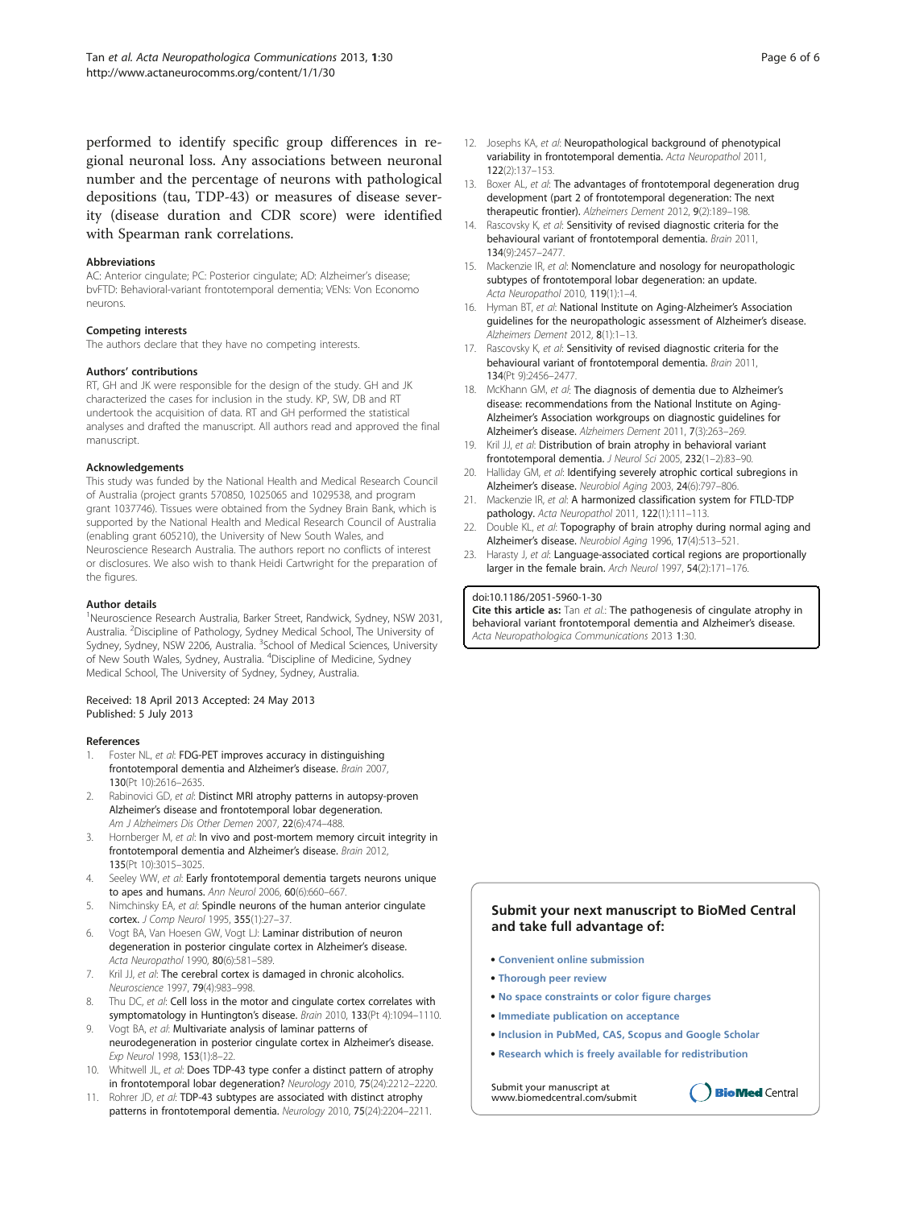performed to identify specific group differences in regional neuronal loss. Any associations between neuronal number and the percentage of neurons with pathological depositions (tau, TDP-43) or measures of disease severity (disease duration and CDR score) were identified with Spearman rank correlations.

### Abbreviations

AC: Anterior cingulate; PC: Posterior cingulate; AD: Alzheimer's disease; bvFTD: Behavioral-variant frontotemporal dementia; VENs: Von Economo neurons.

### Competing interests

The authors declare that they have no competing interests.

### Authors' contributions

RT, GH and JK were responsible for the design of the study. GH and JK characterized the cases for inclusion in the study. KP, SW, DB and RT undertook the acquisition of data. RT and GH performed the statistical analyses and drafted the manuscript. All authors read and approved the final manuscript.

### Acknowledgements

This study was funded by the National Health and Medical Research Council of Australia (project grants 570850, 1025065 and 1029538, and program grant 1037746). Tissues were obtained from the Sydney Brain Bank, which is supported by the National Health and Medical Research Council of Australia (enabling grant 605210), the University of New South Wales, and Neuroscience Research Australia. The authors report no conflicts of interest or disclosures. We also wish to thank Heidi Cartwright for the preparation of the figures.

### Author details

[1]Neuroscience Research Australia, Barker Street, Randwick, Sydney, NSW 2031, Australia. [2]Discipline of Pathology, Sydney Medical School, The University of Sydney, Sydney, NSW 2206, Australia. [3]School of Medical Sciences, University of New South Wales, Sydney, Australia. [4]Discipline of Medicine, Sydney Medical School, The University of Sydney, Sydney, Australia.

Received: 18 April 2013 Accepted: 24 May 2013
Published: 5 July 2013

### References

1. Foster NL, *et al*: **FDG-PET improves accuracy in distinguishing frontotemporal dementia and Alzheimer's disease.** *Brain* 2007, **130**(Pt 10):2616–2635.
2. Rabinovici GD, *et al*: **Distinct MRI atrophy patterns in autopsy-proven Alzheimer's disease and frontotemporal lobar degeneration.** *Am J Alzheimers Dis Other Demen* 2007, **22**(6):474–488.
3. Hornberger M, *et al*: **In vivo and post-mortem memory circuit integrity in frontotemporal dementia and Alzheimer's disease.** *Brain* 2012, **135**(Pt 10):3015–3025.
4. Seeley WW, *et al*: **Early frontotemporal dementia targets neurons unique to apes and humans.** *Ann Neurol* 2006, **60**(6):660–667.
5. Nimchinsky EA, *et al*: **Spindle neurons of the human anterior cingulate cortex.** *J Comp Neurol* 1995, **355**(1):27–37.
6. Vogt BA, Van Hoesen GW, Vogt LJ: **Laminar distribution of neuron degeneration in posterior cingulate cortex in Alzheimer's disease.** *Acta Neuropathol* 1990, **80**(6):581–589.
7. Kril JJ, *et al*: **The cerebral cortex is damaged in chronic alcoholics.** *Neuroscience* 1997, **79**(4):983–998.
8. Thu DC, *et al*: **Cell loss in the motor and cingulate cortex correlates with symptomatology in Huntington's disease.** *Brain* 2010, **133**(Pt 4):1094–1110.
9. Vogt BA, *et al*: **Multivariate analysis of laminar patterns of neurodegeneration in posterior cingulate cortex in Alzheimer's disease.** *Exp Neurol* 1998, **153**(1):8–22.
10. Whitwell JL, *et al*: **Does TDP-43 type confer a distinct pattern of atrophy in frontotemporal lobar degeneration?** *Neurology* 2010, **75**(24):2212–2220.
11. Rohrer JD, *et al*: **TDP-43 subtypes are associated with distinct atrophy patterns in frontotemporal dementia.** *Neurology* 2010, **75**(24):2204–2211.
12. Josephs KA, *et al*: **Neuropathological background of phenotypical variability in frontotemporal dementia.** *Acta Neuropathol* 2011, **122**(2):137–153.
13. Boxer AL, *et al*: **The advantages of frontotemporal degeneration drug development (part 2 of frontotemporal degeneration: The next therapeutic frontier).** *Alzheimers Dement* 2012, **9**(2):189–198.
14. Rascovsky K, *et al*: **Sensitivity of revised diagnostic criteria for the behavioural variant of frontotemporal dementia.** *Brain* 2011, **134**(9):2457–2477.
15. Mackenzie IR, *et al*: **Nomenclature and nosology for neuropathologic subtypes of frontotemporal lobar degeneration: an update.** *Acta Neuropathol* 2010, **119**(1):1–4.
16. Hyman BT, *et al*: **National Institute on Aging-Alzheimer's Association guidelines for the neuropathologic assessment of Alzheimer's disease.** *Alzheimers Dement* 2012, **8**(1):1–13.
17. Rascovsky K, *et al*: **Sensitivity of revised diagnostic criteria for the behavioural variant of frontotemporal dementia.** *Brain* 2011, **134**(Pt 9):2456–2477.
18. McKhann GM, *et al*: **The diagnosis of dementia due to Alzheimer's disease: recommendations from the National Institute on Aging-Alzheimer's Association workgroups on diagnostic guidelines for Alzheimer's disease.** *Alzheimers Dement* 2011, **7**(3):263–269.
19. Kril JJ, *et al*: **Distribution of brain atrophy in behavioral variant frontotemporal dementia.** *J Neurol Sci* 2005, **232**(1–2):83–90.
20. Halliday GM, *et al*: **Identifying severely atrophic cortical subregions in Alzheimer's disease.** *Neurobiol Aging* 2003, **24**(6):797–806.
21. Mackenzie IR, *et al*: **A harmonized classification system for FTLD-TDP pathology.** *Acta Neuropathol* 2011, **122**(1):111–113.
22. Double KL, *et al*: **Topography of brain atrophy during normal aging and Alzheimer's disease.** *Neurobiol Aging* 1996, **17**(4):513–521.
23. Harasty J, *et al*: **Language-associated cortical regions are proportionally larger in the female brain.** *Arch Neurol* 1997, **54**(2):171–176.

doi:10.1186/2051-5960-1-30
**Cite this article as:** Tan *et al.*: The pathogenesis of cingulate atrophy in behavioral variant frontotemporal dementia and Alzheimer's disease. *Acta Neuropathologica Communications* 2013 **1**:30.

**Submit your next manuscript to BioMed Central and take full advantage of:**

- Convenient online submission
- Thorough peer review
- No space constraints or color figure charges
- Immediate publication on acceptance
- Inclusion in PubMed, CAS, Scopus and Google Scholar
- Research which is freely available for redistribution

Submit your manuscript at
www.biomedcentral.com/submit

BioMed Central